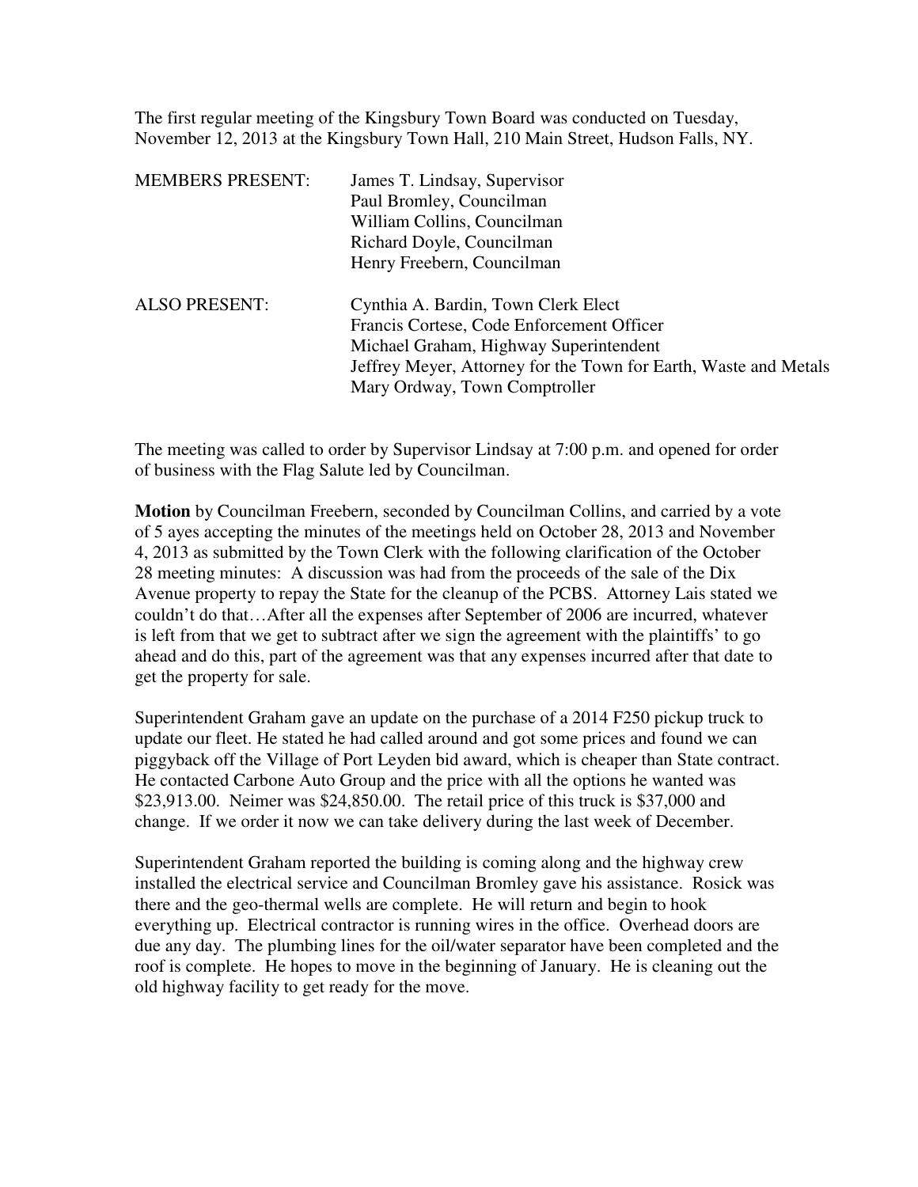The first regular meeting of the Kingsbury Town Board was conducted on Tuesday, November 12, 2013 at the Kingsbury Town Hall, 210 Main Street, Hudson Falls, NY.

| | |
|---|---|
| MEMBERS PRESENT: | James T. Lindsay, Supervisor |
| | Paul Bromley, Councilman |
| | William Collins, Councilman |
| | Richard Doyle, Councilman |
| | Henry Freebern, Councilman |
| ALSO PRESENT: | Cynthia A. Bardin, Town Clerk Elect |
| | Francis Cortese, Code Enforcement Officer |
| | Michael Graham, Highway Superintendent |
| | Jeffrey Meyer, Attorney for the Town for Earth, Waste and Metals |
| | Mary Ordway, Town Comptroller |

The meeting was called to order by Supervisor Lindsay at 7:00 p.m. and opened for order of business with the Flag Salute led by Councilman.

**Motion** by Councilman Freebern, seconded by Councilman Collins, and carried by a vote of 5 ayes accepting the minutes of the meetings held on October 28, 2013 and November 4, 2013 as submitted by the Town Clerk with the following clarification of the October 28 meeting minutes: A discussion was had from the proceeds of the sale of the Dix Avenue property to repay the State for the cleanup of the PCBS. Attorney Lais stated we couldn't do that…After all the expenses after September of 2006 are incurred, whatever is left from that we get to subtract after we sign the agreement with the plaintiffs' to go ahead and do this, part of the agreement was that any expenses incurred after that date to get the property for sale.

Superintendent Graham gave an update on the purchase of a 2014 F250 pickup truck to update our fleet. He stated he had called around and got some prices and found we can piggyback off the Village of Port Leyden bid award, which is cheaper than State contract. He contacted Carbone Auto Group and the price with all the options he wanted was $23,913.00. Neimer was $24,850.00. The retail price of this truck is $37,000 and change. If we order it now we can take delivery during the last week of December.

Superintendent Graham reported the building is coming along and the highway crew installed the electrical service and Councilman Bromley gave his assistance. Rosick was there and the geo-thermal wells are complete. He will return and begin to hook everything up. Electrical contractor is running wires in the office. Overhead doors are due any day. The plumbing lines for the oil/water separator have been completed and the roof is complete. He hopes to move in the beginning of January. He is cleaning out the old highway facility to get ready for the move.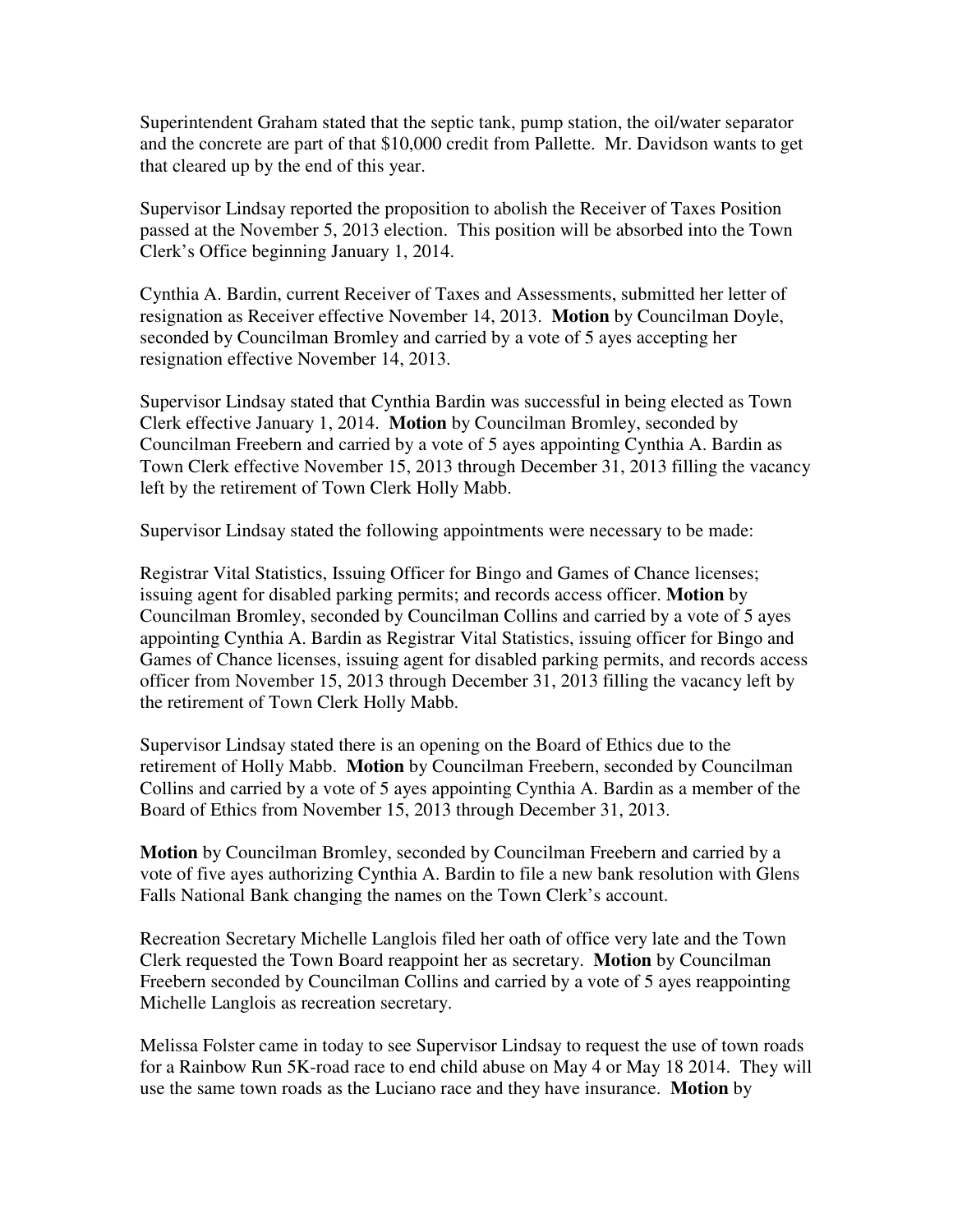Superintendent Graham stated that the septic tank, pump station, the oil/water separator and the concrete are part of that $10,000 credit from Pallette. Mr. Davidson wants to get that cleared up by the end of this year.

Supervisor Lindsay reported the proposition to abolish the Receiver of Taxes Position passed at the November 5, 2013 election. This position will be absorbed into the Town Clerk's Office beginning January 1, 2014.

Cynthia A. Bardin, current Receiver of Taxes and Assessments, submitted her letter of resignation as Receiver effective November 14, 2013. **Motion** by Councilman Doyle, seconded by Councilman Bromley and carried by a vote of 5 ayes accepting her resignation effective November 14, 2013.

Supervisor Lindsay stated that Cynthia Bardin was successful in being elected as Town Clerk effective January 1, 2014. **Motion** by Councilman Bromley, seconded by Councilman Freebern and carried by a vote of 5 ayes appointing Cynthia A. Bardin as Town Clerk effective November 15, 2013 through December 31, 2013 filling the vacancy left by the retirement of Town Clerk Holly Mabb.

Supervisor Lindsay stated the following appointments were necessary to be made:

Registrar Vital Statistics, Issuing Officer for Bingo and Games of Chance licenses; issuing agent for disabled parking permits; and records access officer. **Motion** by Councilman Bromley, seconded by Councilman Collins and carried by a vote of 5 ayes appointing Cynthia A. Bardin as Registrar Vital Statistics, issuing officer for Bingo and Games of Chance licenses, issuing agent for disabled parking permits, and records access officer from November 15, 2013 through December 31, 2013 filling the vacancy left by the retirement of Town Clerk Holly Mabb.

Supervisor Lindsay stated there is an opening on the Board of Ethics due to the retirement of Holly Mabb. **Motion** by Councilman Freebern, seconded by Councilman Collins and carried by a vote of 5 ayes appointing Cynthia A. Bardin as a member of the Board of Ethics from November 15, 2013 through December 31, 2013.

**Motion** by Councilman Bromley, seconded by Councilman Freebern and carried by a vote of five ayes authorizing Cynthia A. Bardin to file a new bank resolution with Glens Falls National Bank changing the names on the Town Clerk's account.

Recreation Secretary Michelle Langlois filed her oath of office very late and the Town Clerk requested the Town Board reappoint her as secretary. **Motion** by Councilman Freebern seconded by Councilman Collins and carried by a vote of 5 ayes reappointing Michelle Langlois as recreation secretary.

Melissa Folster came in today to see Supervisor Lindsay to request the use of town roads for a Rainbow Run 5K-road race to end child abuse on May 4 or May 18 2014. They will use the same town roads as the Luciano race and they have insurance. **Motion** by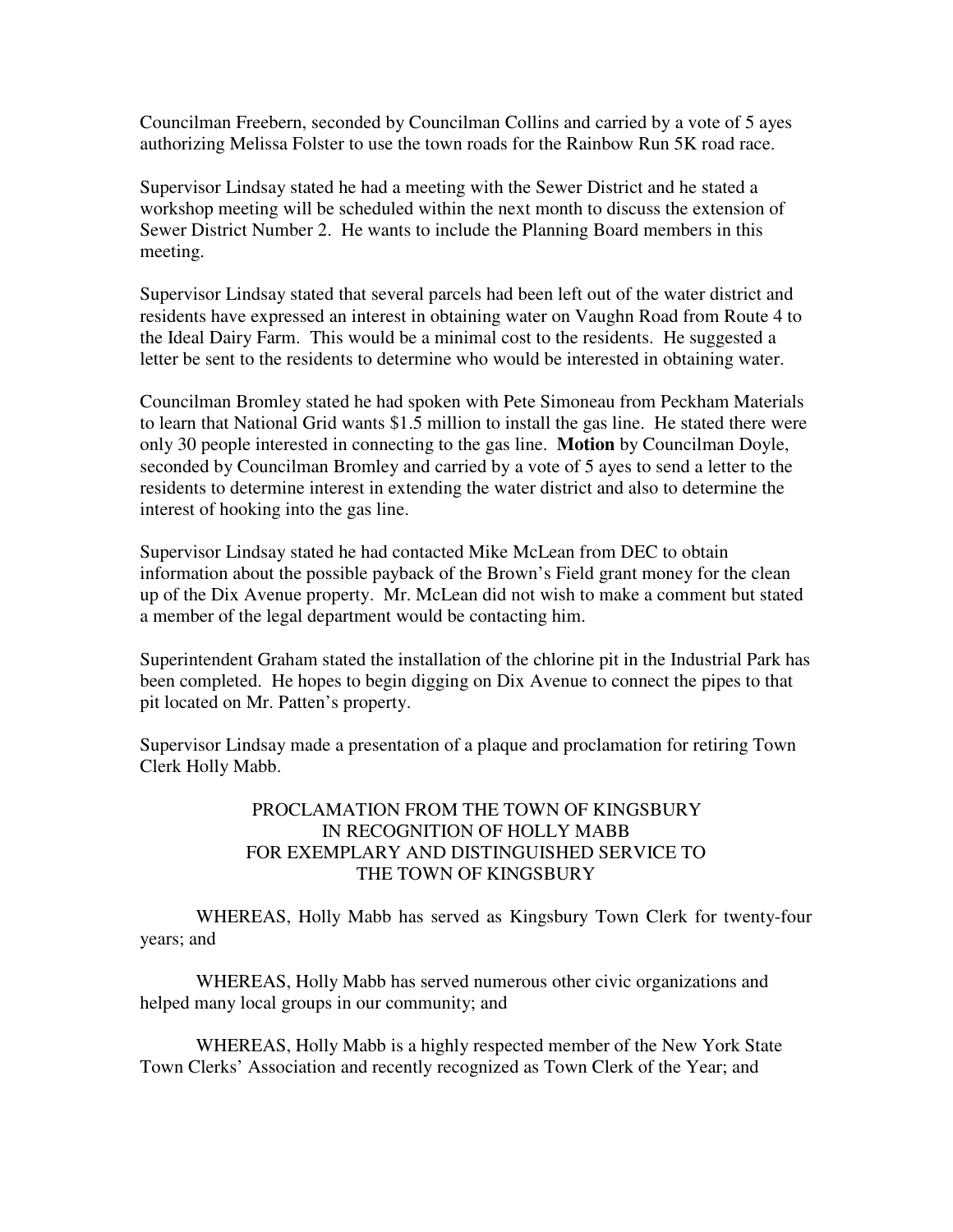Councilman Freebern, seconded by Councilman Collins and carried by a vote of 5 ayes authorizing Melissa Folster to use the town roads for the Rainbow Run 5K road race.

Supervisor Lindsay stated he had a meeting with the Sewer District and he stated a workshop meeting will be scheduled within the next month to discuss the extension of Sewer District Number 2. He wants to include the Planning Board members in this meeting.

Supervisor Lindsay stated that several parcels had been left out of the water district and residents have expressed an interest in obtaining water on Vaughn Road from Route 4 to the Ideal Dairy Farm. This would be a minimal cost to the residents. He suggested a letter be sent to the residents to determine who would be interested in obtaining water.

Councilman Bromley stated he had spoken with Pete Simoneau from Peckham Materials to learn that National Grid wants $1.5 million to install the gas line. He stated there were only 30 people interested in connecting to the gas line. **Motion** by Councilman Doyle, seconded by Councilman Bromley and carried by a vote of 5 ayes to send a letter to the residents to determine interest in extending the water district and also to determine the interest of hooking into the gas line.

Supervisor Lindsay stated he had contacted Mike McLean from DEC to obtain information about the possible payback of the Brown's Field grant money for the clean up of the Dix Avenue property. Mr. McLean did not wish to make a comment but stated a member of the legal department would be contacting him.

Superintendent Graham stated the installation of the chlorine pit in the Industrial Park has been completed. He hopes to begin digging on Dix Avenue to connect the pipes to that pit located on Mr. Patten's property.

Supervisor Lindsay made a presentation of a plaque and proclamation for retiring Town Clerk Holly Mabb.

PROCLAMATION FROM THE TOWN OF KINGSBURY
IN RECOGNITION OF HOLLY MABB
FOR EXEMPLARY AND DISTINGUISHED SERVICE TO
THE TOWN OF KINGSBURY

WHEREAS, Holly Mabb has served as Kingsbury Town Clerk for twenty-four years; and

WHEREAS, Holly Mabb has served numerous other civic organizations and helped many local groups in our community; and

WHEREAS, Holly Mabb is a highly respected member of the New York State Town Clerks' Association and recently recognized as Town Clerk of the Year; and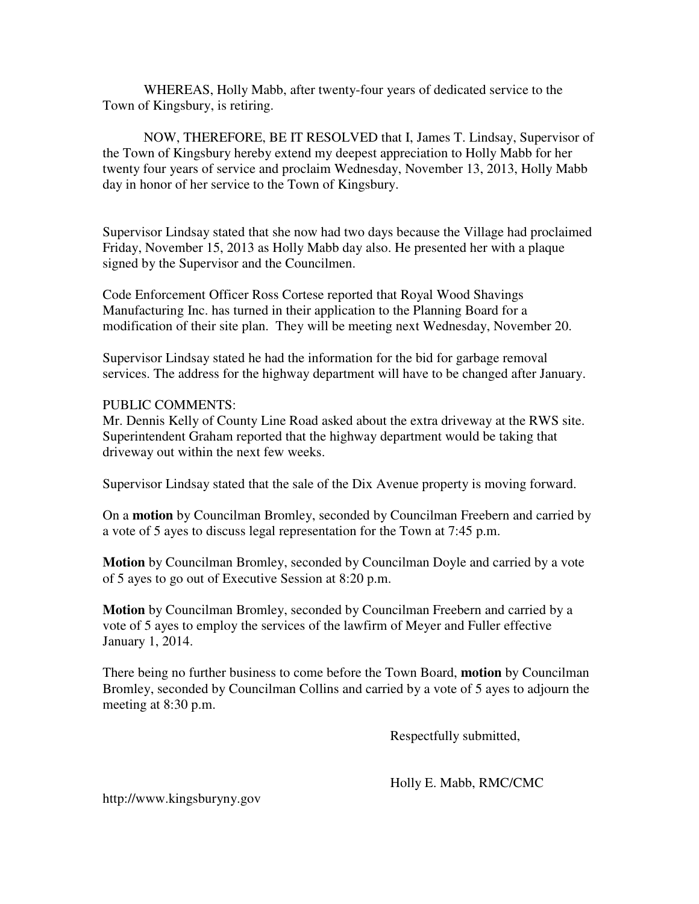WHEREAS, Holly Mabb, after twenty-four years of dedicated service to the Town of Kingsbury, is retiring.

NOW, THEREFORE, BE IT RESOLVED that I, James T. Lindsay, Supervisor of the Town of Kingsbury hereby extend my deepest appreciation to Holly Mabb for her twenty four years of service and proclaim Wednesday, November 13, 2013, Holly Mabb day in honor of her service to the Town of Kingsbury.

Supervisor Lindsay stated that she now had two days because the Village had proclaimed Friday, November 15, 2013 as Holly Mabb day also. He presented her with a plaque signed by the Supervisor and the Councilmen.

Code Enforcement Officer Ross Cortese reported that Royal Wood Shavings Manufacturing Inc. has turned in their application to the Planning Board for a modification of their site plan. They will be meeting next Wednesday, November 20.

Supervisor Lindsay stated he had the information for the bid for garbage removal services. The address for the highway department will have to be changed after January.

PUBLIC COMMENTS:
Mr. Dennis Kelly of County Line Road asked about the extra driveway at the RWS site. Superintendent Graham reported that the highway department would be taking that driveway out within the next few weeks.

Supervisor Lindsay stated that the sale of the Dix Avenue property is moving forward.

On a **motion** by Councilman Bromley, seconded by Councilman Freebern and carried by a vote of 5 ayes to discuss legal representation for the Town at 7:45 p.m.

**Motion** by Councilman Bromley, seconded by Councilman Doyle and carried by a vote of 5 ayes to go out of Executive Session at 8:20 p.m.

**Motion** by Councilman Bromley, seconded by Councilman Freebern and carried by a vote of 5 ayes to employ the services of the lawfirm of Meyer and Fuller effective January 1, 2014.

There being no further business to come before the Town Board, **motion** by Councilman Bromley, seconded by Councilman Collins and carried by a vote of 5 ayes to adjourn the meeting at 8:30 p.m.

Respectfully submitted,

Holly E. Mabb, RMC/CMC

http://www.kingsburyny.gov